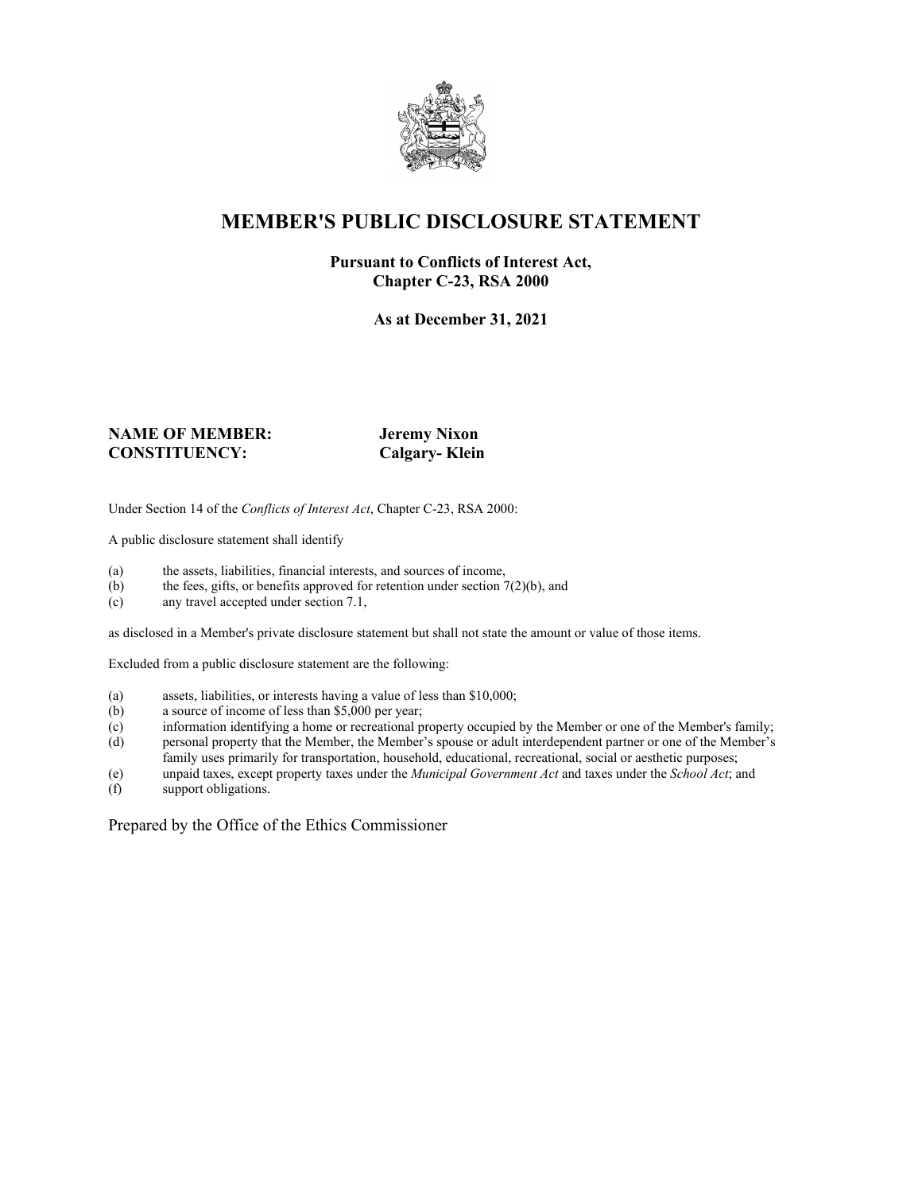# MEMBER'S PUBLIC DISCLOSURE STATEMENT

**Pursuant to Conflicts of Interest Act,**
**Chapter C-23, RSA 2000**

**As at December 31, 2021**

**NAME OF MEMBER:** **Jeremy Nixon**
**CONSTITUENCY:** **Calgary- Klein**

Under Section 14 of the *Conflicts of Interest Act*, Chapter C-23, RSA 2000:

A public disclosure statement shall identify

(a) the assets, liabilities, financial interests, and sources of income,
(b) the fees, gifts, or benefits approved for retention under section 7(2)(b), and
(c) any travel accepted under section 7.1,

as disclosed in a Member's private disclosure statement but shall not state the amount or value of those items.

Excluded from a public disclosure statement are the following:

(a) assets, liabilities, or interests having a value of less than $10,000;
(b) a source of income of less than $5,000 per year;
(c) information identifying a home or recreational property occupied by the Member or one of the Member's family;
(d) personal property that the Member, the Member's spouse or adult interdependent partner or one of the Member's family uses primarily for transportation, household, educational, recreational, social or aesthetic purposes;
(e) unpaid taxes, except property taxes under the *Municipal Government Act* and taxes under the *School Act*; and
(f) support obligations.

Prepared by the Office of the Ethics Commissioner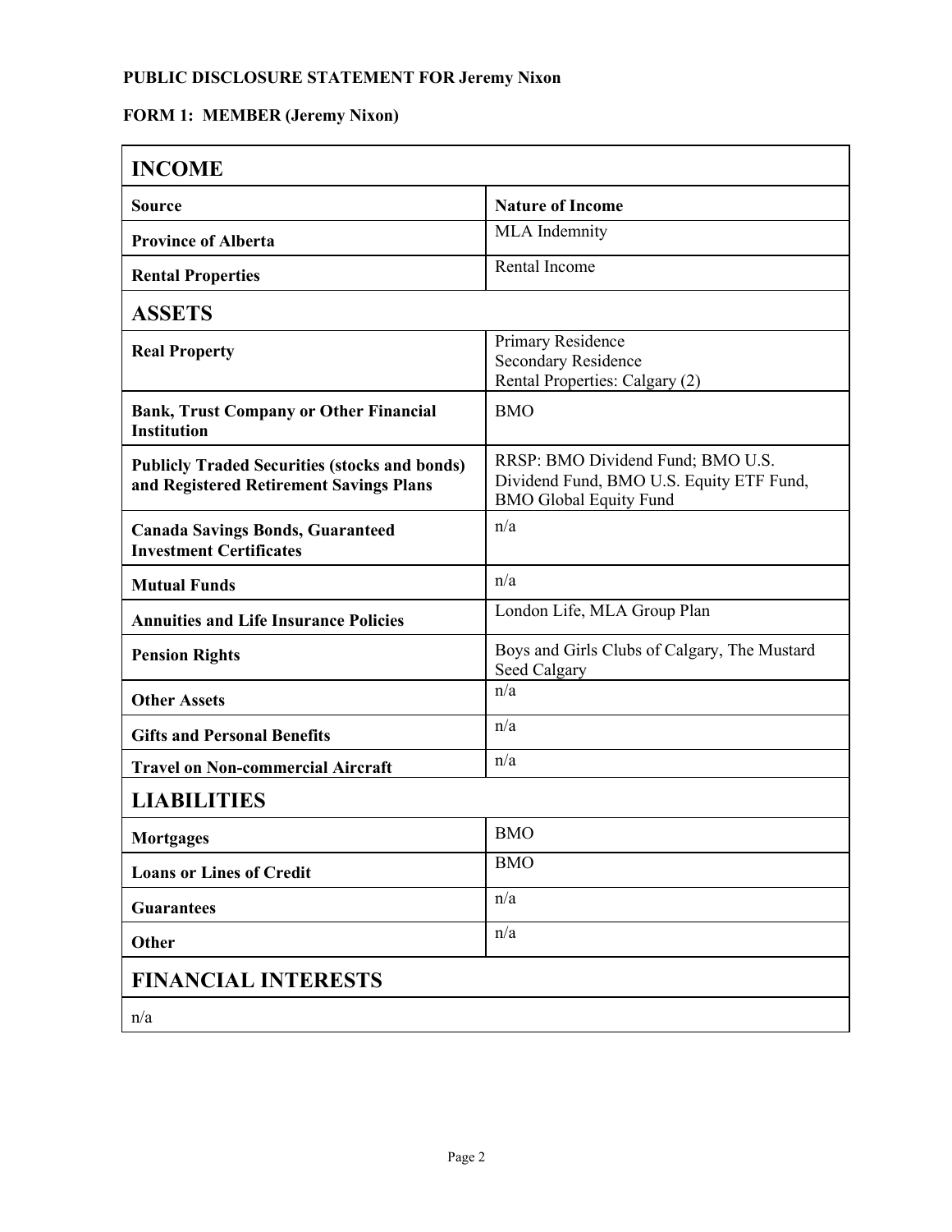**PUBLIC DISCLOSURE STATEMENT FOR Jeremy Nixon**

**FORM 1: MEMBER (Jeremy Nixon)**

| **INCOME** | |
|---|---|
| **Source** | **Nature of Income** |
| **Province of Alberta** | MLA Indemnity |
| **Rental Properties** | Rental Income |
| **ASSETS** | |
| **Real Property** | Primary Residence<br>Secondary Residence<br>Rental Properties: Calgary (2) |
| **Bank, Trust Company or Other Financial Institution** | BMO |
| **Publicly Traded Securities (stocks and bonds) and Registered Retirement Savings Plans** | RRSP: BMO Dividend Fund; BMO U.S. Dividend Fund, BMO U.S. Equity ETF Fund, BMO Global Equity Fund |
| **Canada Savings Bonds, Guaranteed Investment Certificates** | n/a |
| **Mutual Funds** | n/a |
| **Annuities and Life Insurance Policies** | London Life, MLA Group Plan |
| **Pension Rights** | Boys and Girls Clubs of Calgary, The Mustard Seed Calgary |
| **Other Assets** | n/a |
| **Gifts and Personal Benefits** | n/a |
| **Travel on Non-commercial Aircraft** | n/a |
| **LIABILITIES** | |
| **Mortgages** | BMO |
| **Loans or Lines of Credit** | BMO |
| **Guarantees** | n/a |
| **Other** | n/a |
| **FINANCIAL INTERESTS** | |
| n/a | |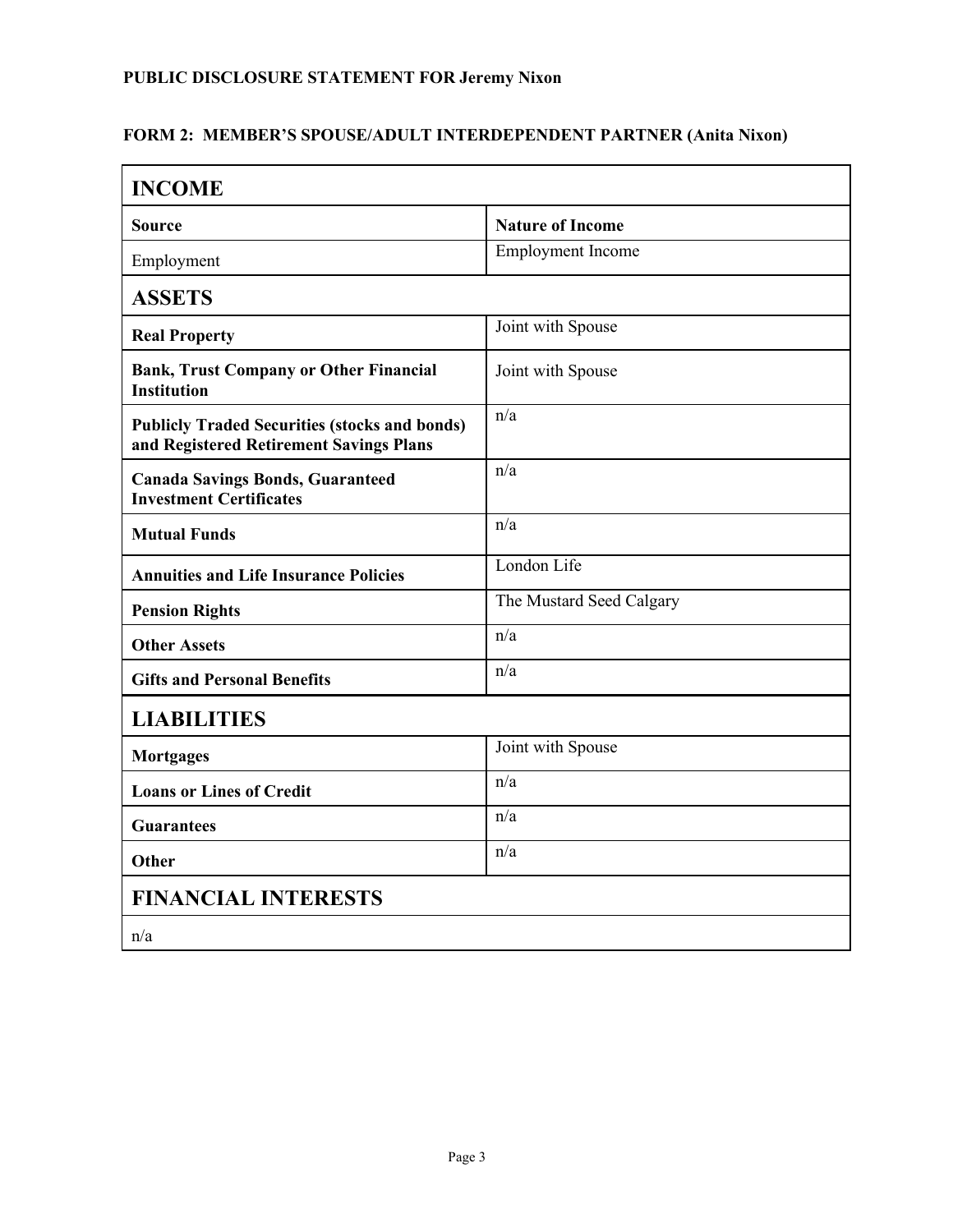**PUBLIC DISCLOSURE STATEMENT FOR Jeremy Nixon**

**FORM 2: MEMBER'S SPOUSE/ADULT INTERDEPENDENT PARTNER (Anita Nixon)**

| **INCOME** | |
|---|---|
| **Source** | **Nature of Income** |
| Employment | Employment Income |
| **ASSETS** | |
| **Real Property** | Joint with Spouse |
| **Bank, Trust Company or Other Financial Institution** | Joint with Spouse |
| **Publicly Traded Securities (stocks and bonds) and Registered Retirement Savings Plans** | n/a |
| **Canada Savings Bonds, Guaranteed Investment Certificates** | n/a |
| **Mutual Funds** | n/a |
| **Annuities and Life Insurance Policies** | London Life |
| **Pension Rights** | The Mustard Seed Calgary |
| **Other Assets** | n/a |
| **Gifts and Personal Benefits** | n/a |
| **LIABILITIES** | |
| **Mortgages** | Joint with Spouse |
| **Loans or Lines of Credit** | n/a |
| **Guarantees** | n/a |
| **Other** | n/a |
| **FINANCIAL INTERESTS** | |
| n/a | |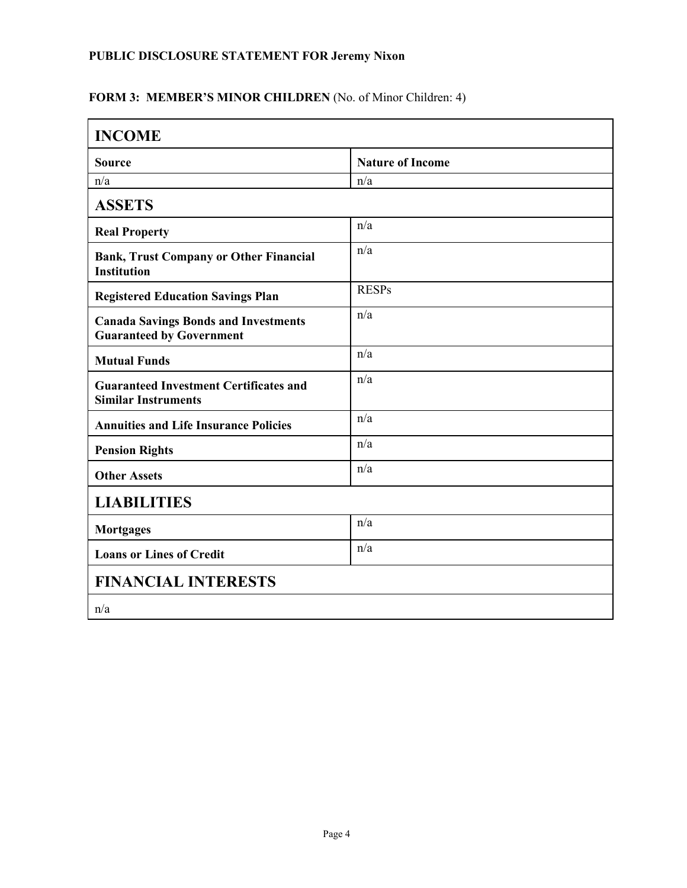**PUBLIC DISCLOSURE STATEMENT FOR Jeremy Nixon**

**FORM 3: MEMBER'S MINOR CHILDREN** (No. of Minor Children: 4)

| | |
|---|---|
| **INCOME** | |
| **Source** | **Nature of Income** |
| n/a | n/a |
| **ASSETS** | |
| **Real Property** | n/a |
| **Bank, Trust Company or Other Financial Institution** | n/a |
| **Registered Education Savings Plan** | RESPs |
| **Canada Savings Bonds and Investments Guaranteed by Government** | n/a |
| **Mutual Funds** | n/a |
| **Guaranteed Investment Certificates and Similar Instruments** | n/a |
| **Annuities and Life Insurance Policies** | n/a |
| **Pension Rights** | n/a |
| **Other Assets** | n/a |
| **LIABILITIES** | |
| **Mortgages** | n/a |
| **Loans or Lines of Credit** | n/a |
| **FINANCIAL INTERESTS** | |
| n/a | |